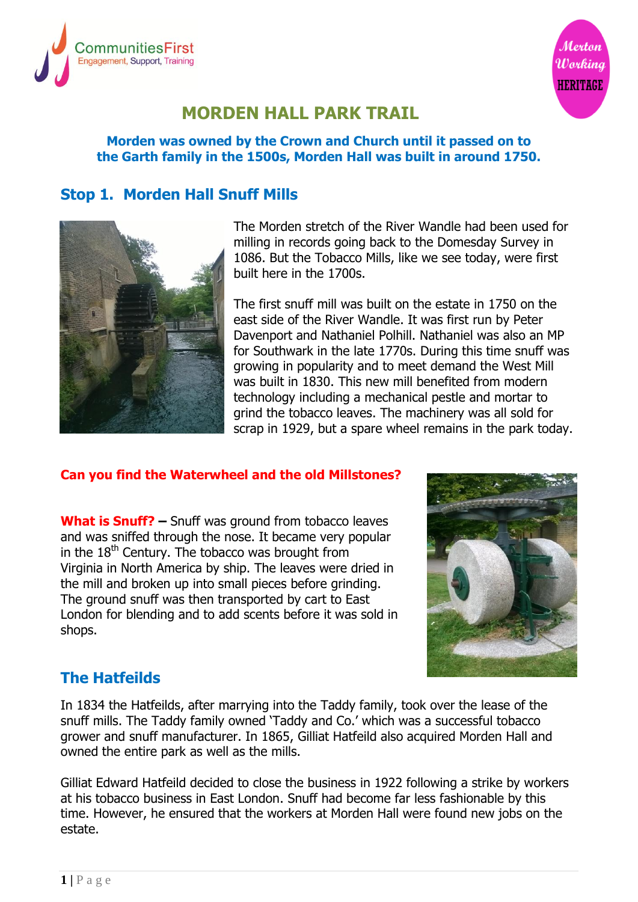# MORDEN HALL PARK TRAIL

**Morden was owned by the Crown and Church until it passed on to the Garth family in the 1500s, Morden Hall was built in around 1750.**

## Stop 1. Morden Hall Snuff Mills

The Morden stretch of the River Wandle had been used for milling in records going back to the Domesday Survey in 1086. But the Tobacco Mills, like we see today, were first built here in the 1700s.

The first snuff mill was built on the estate in 1750 on the east side of the River Wandle. It was first run by Peter Davenport and Nathaniel Polhill. Nathaniel was also an MP for Southwark in the late 1770s. During this time snuff was growing in popularity and to meet demand the West Mill was built in 1830. This new mill benefited from modern technology including a mechanical pestle and mortar to grind the tobacco leaves. The machinery was all sold for scrap in 1929, but a spare wheel remains in the park today.

**Can you find the Waterwheel and the old Millstones?**

**What is Snuff? –** Snuff was ground from tobacco leaves and was sniffed through the nose. It became very popular in the 18th Century. The tobacco was brought from Virginia in North America by ship. The leaves were dried in the mill and broken up into small pieces before grinding. The ground snuff was then transported by cart to East London for blending and to add scents before it was sold in shops.

## The Hatfeilds

In 1834 the Hatfeilds, after marrying into the Taddy family, took over the lease of the snuff mills. The Taddy family owned 'Taddy and Co.' which was a successful tobacco grower and snuff manufacturer. In 1865, Gilliat Hatfeild also acquired Morden Hall and owned the entire park as well as the mills.

Gilliat Edward Hatfeild decided to close the business in 1922 following a strike by workers at his tobacco business in East London. Snuff had become far less fashionable by this time. However, he ensured that the workers at Morden Hall were found new jobs on the estate.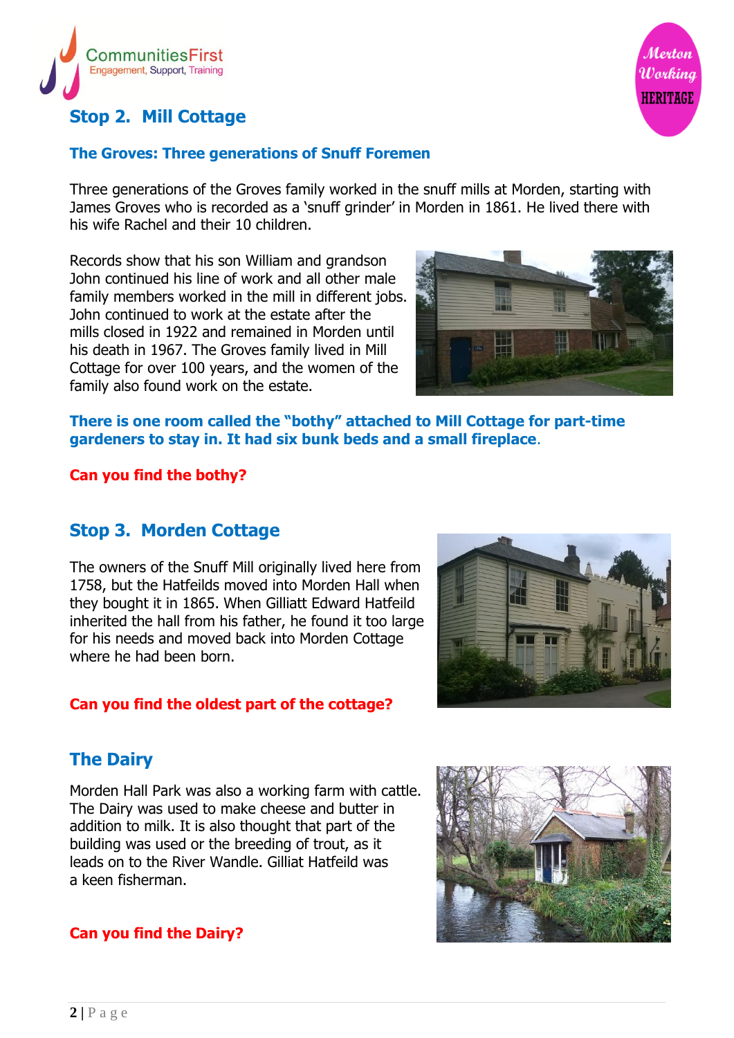## Stop 2. Mill Cottage

### The Groves: Three generations of Snuff Foremen

Three generations of the Groves family worked in the snuff mills at Morden, starting with James Groves who is recorded as a 'snuff grinder' in Morden in 1861. He lived there with his wife Rachel and their 10 children.

Records show that his son William and grandson John continued his line of work and all other male family members worked in the mill in different jobs. John continued to work at the estate after the mills closed in 1922 and remained in Morden until his death in 1967. The Groves family lived in Mill Cottage for over 100 years, and the women of the family also found work on the estate.

**There is one room called the "bothy" attached to Mill Cottage for part-time gardeners to stay in. It had six bunk beds and a small fireplace.**

**Can you find the bothy?**

## Stop 3. Morden Cottage

The owners of the Snuff Mill originally lived here from 1758, but the Hatfeilds moved into Morden Hall when they bought it in 1865. When Gilliatt Edward Hatfeild inherited the hall from his father, he found it too large for his needs and moved back into Morden Cottage where he had been born.

**Can you find the oldest part of the cottage?**

## The Dairy

Morden Hall Park was also a working farm with cattle. The Dairy was used to make cheese and butter in addition to milk. It is also thought that part of the building was used or the breeding of trout, as it leads on to the River Wandle. Gilliat Hatfeild was a keen fisherman.

**Can you find the Dairy?**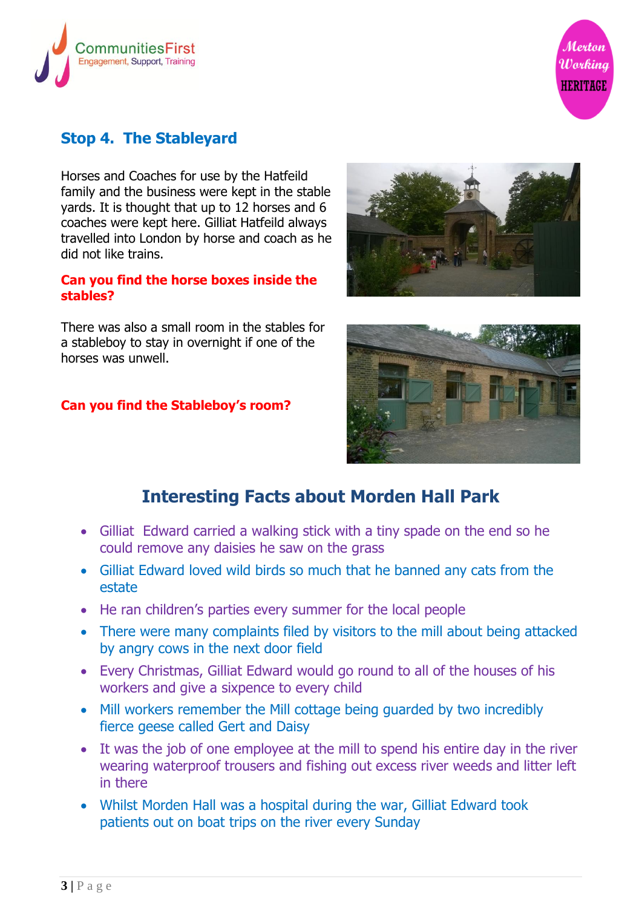## Stop 4. The Stableyard

Horses and Coaches for use by the Hatfeild family and the business were kept in the stable yards. It is thought that up to 12 horses and 6 coaches were kept here. Gilliat Hatfeild always travelled into London by horse and coach as he did not like trains.

**Can you find the horse boxes inside the stables?**

There was also a small room in the stables for a stableboy to stay in overnight if one of the horses was unwell.

**Can you find the Stableboy's room?**

## Interesting Facts about Morden Hall Park

- Gilliat Edward carried a walking stick with a tiny spade on the end so he could remove any daisies he saw on the grass
- Gilliat Edward loved wild birds so much that he banned any cats from the estate
- He ran children's parties every summer for the local people
- There were many complaints filed by visitors to the mill about being attacked by angry cows in the next door field
- Every Christmas, Gilliat Edward would go round to all of the houses of his workers and give a sixpence to every child
- Mill workers remember the Mill cottage being guarded by two incredibly fierce geese called Gert and Daisy
- It was the job of one employee at the mill to spend his entire day in the river wearing waterproof trousers and fishing out excess river weeds and litter left in there
- Whilst Morden Hall was a hospital during the war, Gilliat Edward took patients out on boat trips on the river every Sunday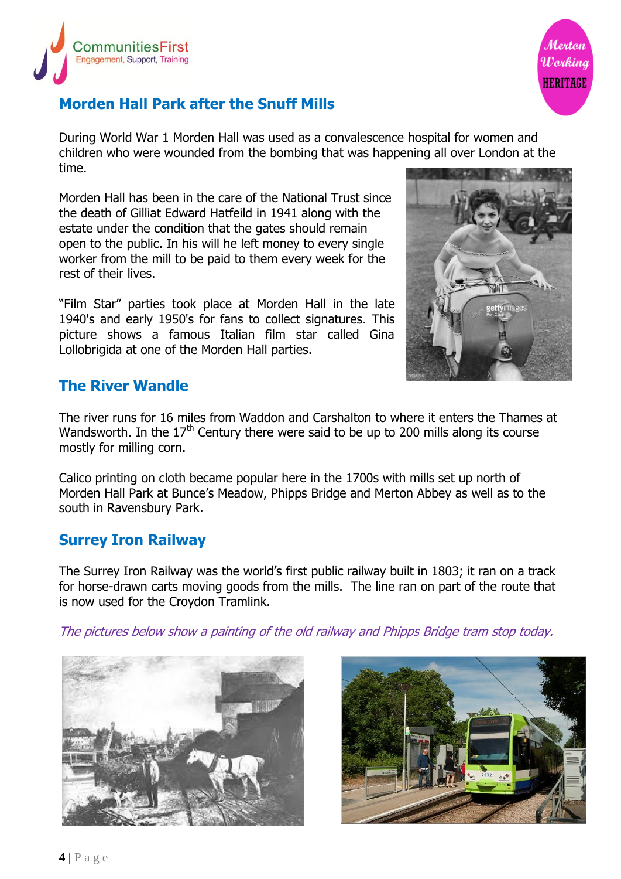## Morden Hall Park after the Snuff Mills

During World War 1 Morden Hall was used as a convalescence hospital for women and children who were wounded from the bombing that was happening all over London at the time.

Morden Hall has been in the care of the National Trust since the death of Gilliat Edward Hatfeild in 1941 along with the estate under the condition that the gates should remain open to the public. In his will he left money to every single worker from the mill to be paid to them every week for the rest of their lives.

"Film Star" parties took place at Morden Hall in the late 1940's and early 1950's for fans to collect signatures. This picture shows a famous Italian film star called Gina Lollobrigida at one of the Morden Hall parties.

## The River Wandle

The river runs for 16 miles from Waddon and Carshalton to where it enters the Thames at Wandsworth. In the 17th Century there were said to be up to 200 mills along its course mostly for milling corn.

Calico printing on cloth became popular here in the 1700s with mills set up north of Morden Hall Park at Bunce's Meadow, Phipps Bridge and Merton Abbey as well as to the south in Ravensbury Park.

## Surrey Iron Railway

The Surrey Iron Railway was the world's first public railway built in 1803; it ran on a track for horse-drawn carts moving goods from the mills. The line ran on part of the route that is now used for the Croydon Tramlink.

*The pictures below show a painting of the old railway and Phipps Bridge tram stop today.*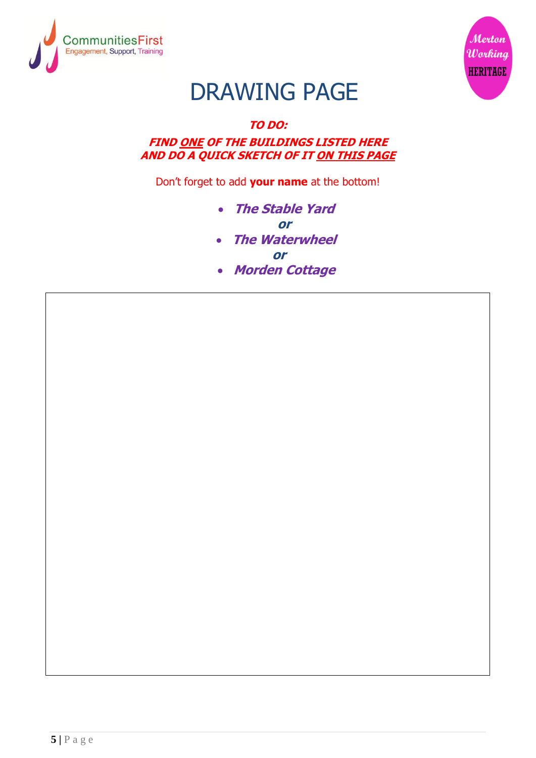# DRAWING PAGE

***TO DO:***

***FIND ONE OF THE BUILDINGS LISTED HERE AND DO A QUICK SKETCH OF IT ON THIS PAGE***

Don't forget to add **your name** at the bottom!

- ***The Stable Yard***

  ***or***
- ***The Waterwheel***

  ***or***
- ***Morden Cottage***